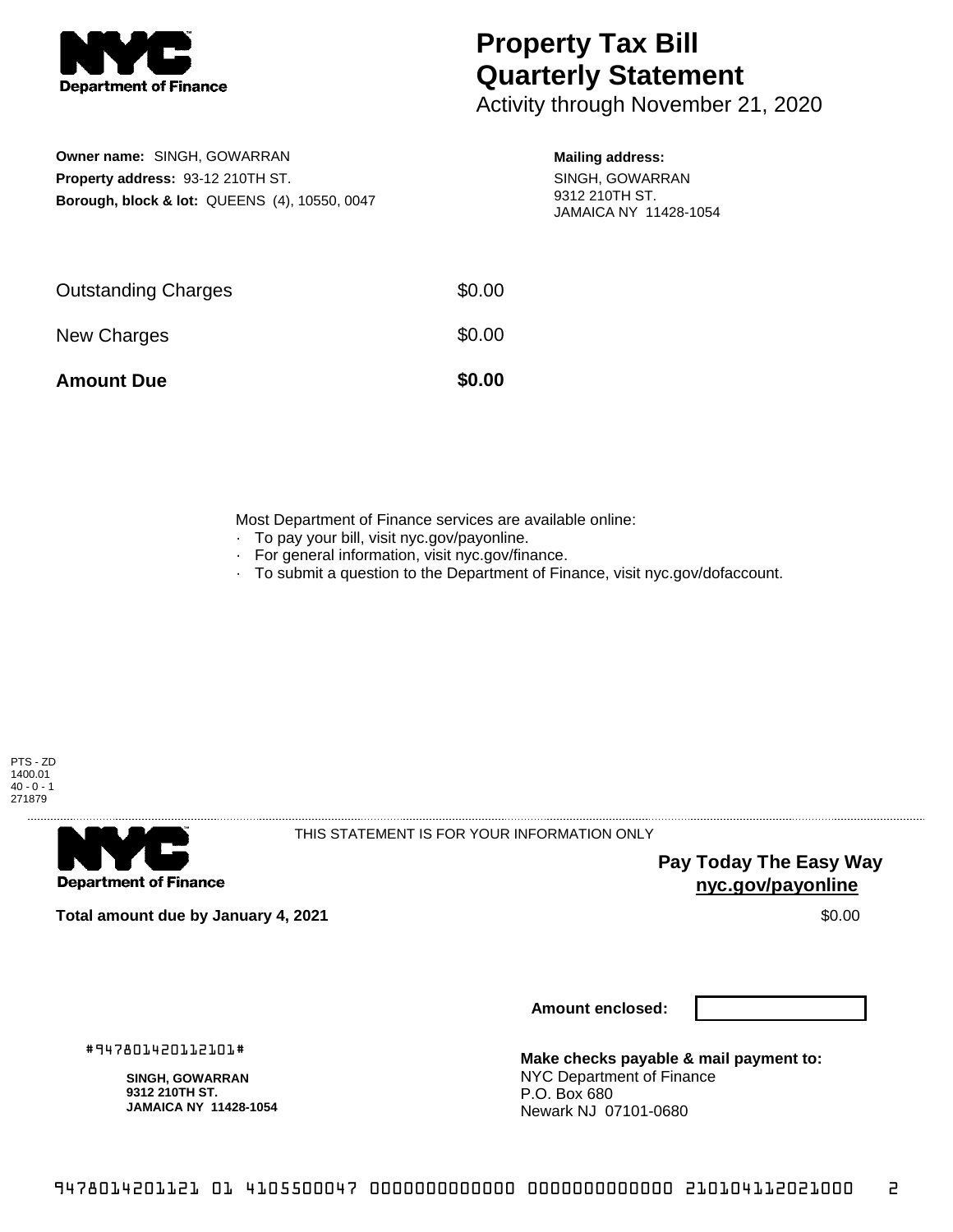**Department of Finance**

# Property Tax Bill Quarterly Statement

Activity through November 21, 2020

**Owner name:** SINGH, GOWARRAN
**Property address:** 93-12 210TH ST.
**Borough, block & lot:** QUEENS (4), 10550, 0047

**Mailing address:**
SINGH, GOWARRAN
9312 210TH ST.
JAMAICA NY 11428-1054

| | |
|---|---|
| Outstanding Charges | $0.00 |
| New Charges | $0.00 |
| **Amount Due** | **$0.00** |

Most Department of Finance services are available online:

- To pay your bill, visit nyc.gov/payonline.
- For general information, visit nyc.gov/finance.
- To submit a question to the Department of Finance, visit nyc.gov/dofaccount.

PTS - ZD
1400.01
40 - 0 - 1
271879

**Department of Finance**

THIS STATEMENT IS FOR YOUR INFORMATION ONLY

**Pay Today The Easy Way**
**nyc.gov/payonline**

**Total amount due by January 4, 2021** $0.00

**Amount enclosed:**

#947801420112101#

**SINGH, GOWARRAN**
**9312 210TH ST.**
**JAMAICA NY 11428-1054**

**Make checks payable & mail payment to:**
NYC Department of Finance
P.O. Box 680
Newark NJ 07101-0680

9478014201121 01 4105500047 0000000000000 0000000000000 210104112021000 2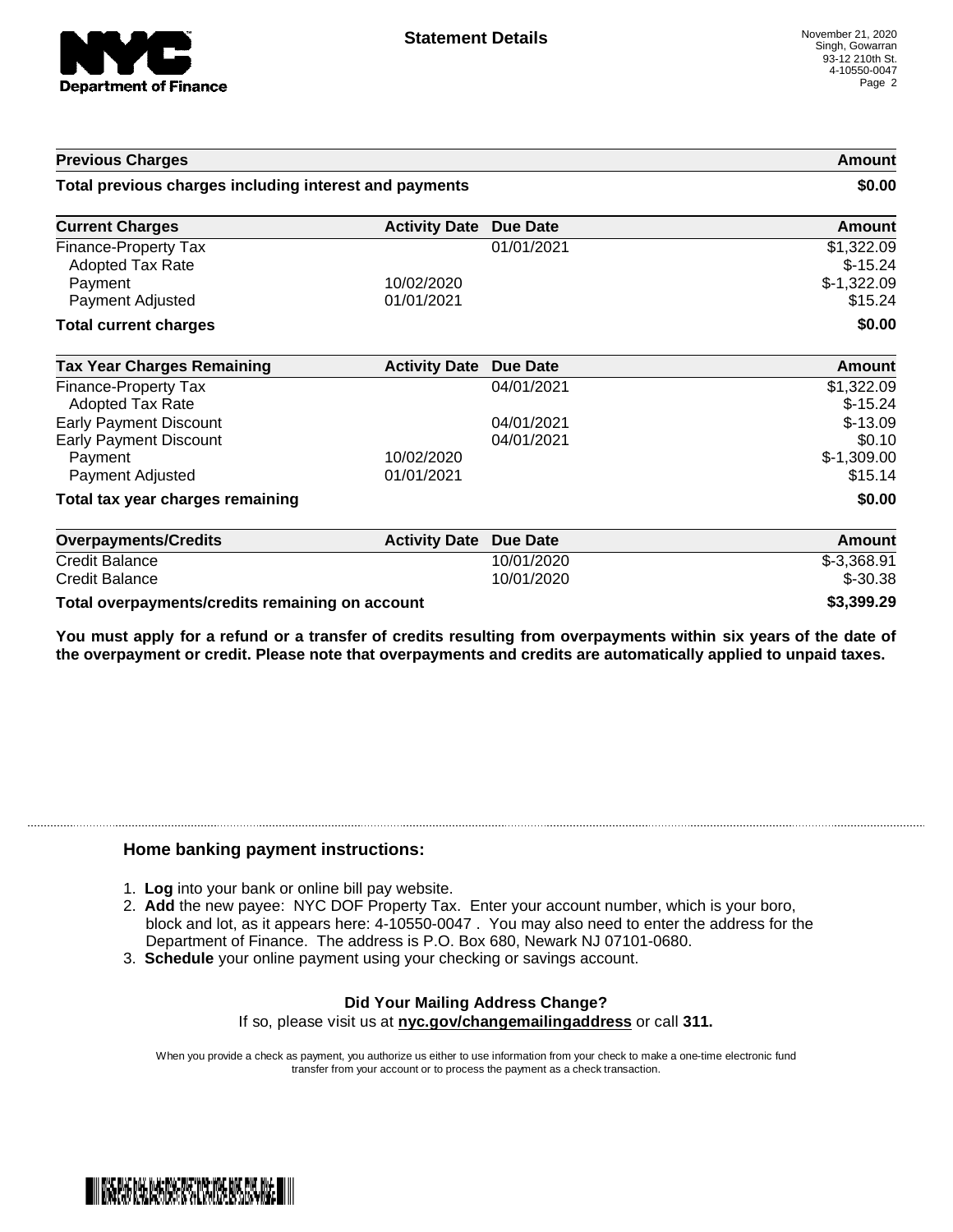# Statement Details

November 21, 2020
Singh, Gowarran
93-12 210th St.
4-10550-0047

| Previous Charges | | | Amount |
| --- | --- | --- | --- |
| **Total previous charges including interest and payments** | | | **$0.00** |

| Current Charges | Activity Date | Due Date | Amount |
| --- | --- | --- | --- |
| Finance-Property Tax | | 01/01/2021 | $1,322.09 |
| Adopted Tax Rate | | | $-15.24 |
| Payment | 10/02/2020 | | $-1,322.09 |
| Payment Adjusted | 01/01/2021 | | $15.24 |
| **Total current charges** | | | **$0.00** |

| Tax Year Charges Remaining | Activity Date | Due Date | Amount |
| --- | --- | --- | --- |
| Finance-Property Tax | | 04/01/2021 | $1,322.09 |
| Adopted Tax Rate | | | $-15.24 |
| Early Payment Discount | | 04/01/2021 | $-13.09 |
| Early Payment Discount | | 04/01/2021 | $0.10 |
| Payment | 10/02/2020 | | $-1,309.00 |
| Payment Adjusted | 01/01/2021 | | $15.14 |
| **Total tax year charges remaining** | | | **$0.00** |

| Overpayments/Credits | Activity Date | Due Date | Amount |
| --- | --- | --- | --- |
| Credit Balance | | 10/01/2020 | $-3,368.91 |
| Credit Balance | | 10/01/2020 | $-30.38 |
| **Total overpayments/credits remaining on account** | | | **$3,399.29** |

**You must apply for a refund or a transfer of credits resulting from overpayments within six years of the date of the overpayment or credit. Please note that overpayments and credits are automatically applied to unpaid taxes.**

## Home banking payment instructions:

1. **Log** into your bank or online bill pay website.
2. **Add** the new payee: NYC DOF Property Tax. Enter your account number, which is your boro, block and lot, as it appears here: 4-10550-0047 . You may also need to enter the address for the Department of Finance. The address is P.O. Box 680, Newark NJ 07101-0680.
3. **Schedule** your online payment using your checking or savings account.

**Did Your Mailing Address Change?**

If so, please visit us at **nyc.gov/changemailingaddress** or call **311.**

When you provide a check as payment, you authorize us either to use information from your check to make a one-time electronic fund transfer from your account or to process the payment as a check transaction.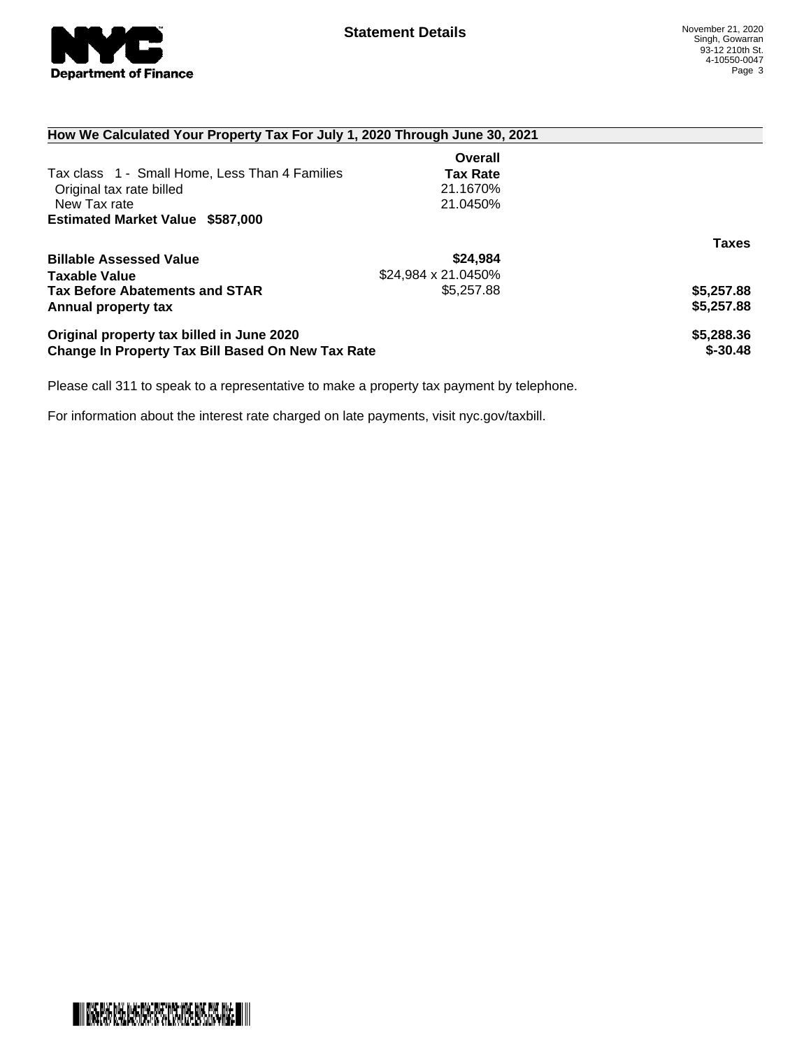## Statement Details

November 21, 2020
Singh, Gowarran
93-12 210th St.
4-10550-0047

### How We Calculated Your Property Tax For July 1, 2020 Through June 30, 2021

| | Overall Tax Rate | |
|---|---|---|
| Tax class 1 - Small Home, Less Than 4 Families | | |
| Original tax rate billed | 21.1670% | |
| New Tax rate | 21.0450% | |
| **Estimated Market Value $587,000** | | |
| | | **Taxes** |
| **Billable Assessed Value** | **$24,984** | |
| **Taxable Value** | $24,984 x 21.0450% | |
| **Tax Before Abatements and STAR** | $5,257.88 | **$5,257.88** |
| **Annual property tax** | | **$5,257.88** |
| **Original property tax billed in June 2020** | | **$5,288.36** |
| **Change In Property Tax Bill Based On New Tax Rate** | | **$-30.48** |

Please call 311 to speak to a representative to make a property tax payment by telephone.

For information about the interest rate charged on late payments, visit nyc.gov/taxbill.